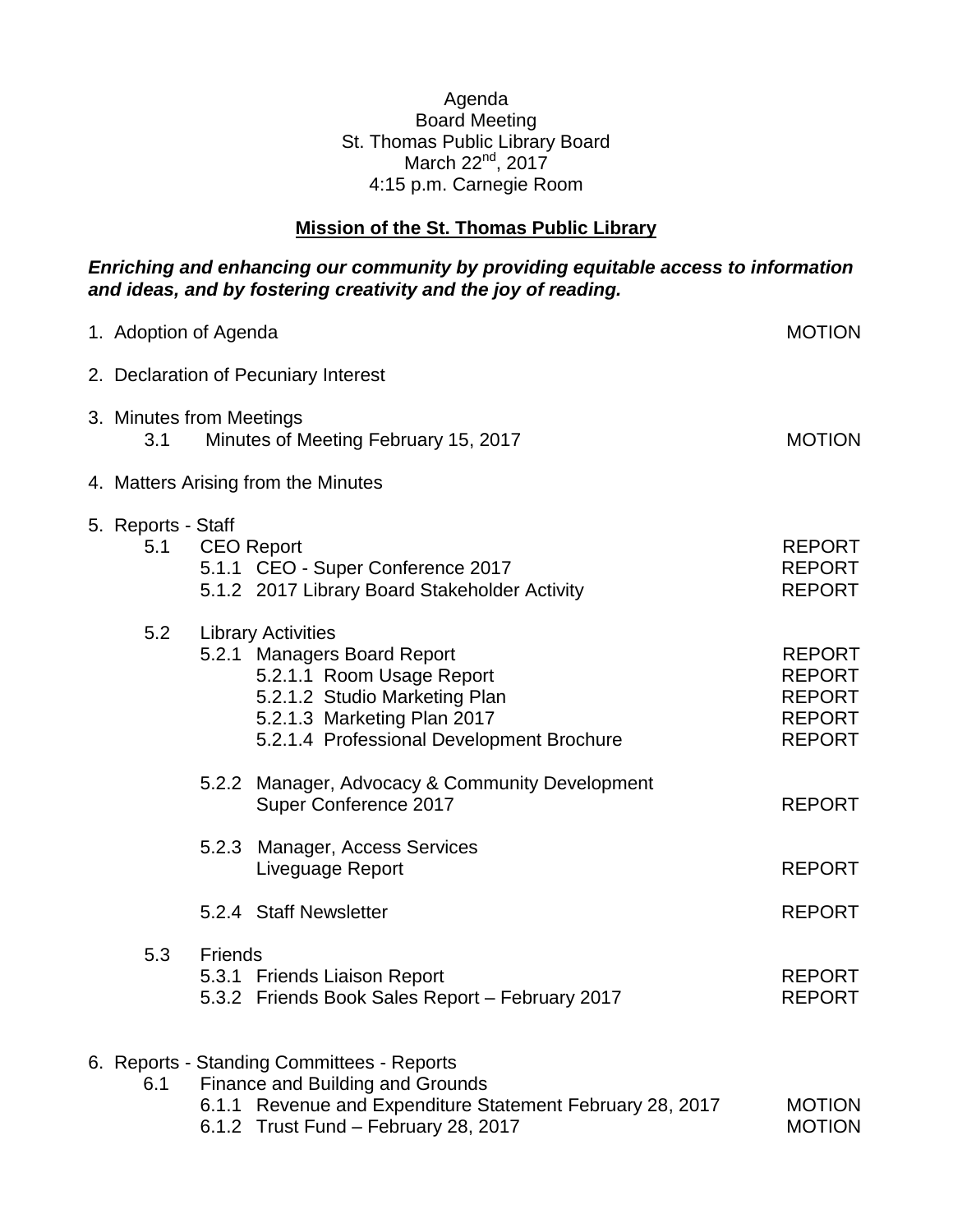Agenda
Board Meeting
St. Thomas Public Library Board
March 22nd, 2017
4:15 p.m. Carnegie Room

**Mission of the St. Thomas Public Library**

***Enriching and enhancing our community by providing equitable access to information and ideas, and by fostering creativity and the joy of reading.***

1. Adoption of Agenda — MOTION

2. Declaration of Pecuniary Interest

3. Minutes from Meetings
   - 3.1 Minutes of Meeting February 15, 2017 — MOTION

4. Matters Arising from the Minutes

5. Reports - Staff
   - 5.1 CEO Report — REPORT
     - 5.1.1 CEO - Super Conference 2017 — REPORT
     - 5.1.2 2017 Library Board Stakeholder Activity — REPORT
   - 5.2 Library Activities
     - 5.2.1 Managers Board Report — REPORT
       - 5.2.1.1 Room Usage Report — REPORT
       - 5.2.1.2 Studio Marketing Plan — REPORT
       - 5.2.1.3 Marketing Plan 2017 — REPORT
       - 5.2.1.4 Professional Development Brochure — REPORT
     - 5.2.2 Manager, Advocacy & Community Development
       Super Conference 2017 — REPORT
     - 5.2.3 Manager, Access Services
       Liveguage Report — REPORT
     - 5.2.4 Staff Newsletter — REPORT
   - 5.3 Friends
     - 5.3.1 Friends Liaison Report — REPORT
     - 5.3.2 Friends Book Sales Report – February 2017 — REPORT

6. Reports - Standing Committees - Reports
   - 6.1 Finance and Building and Grounds
     - 6.1.1 Revenue and Expenditure Statement February 28, 2017 — MOTION
     - 6.1.2 Trust Fund – February 28, 2017 — MOTION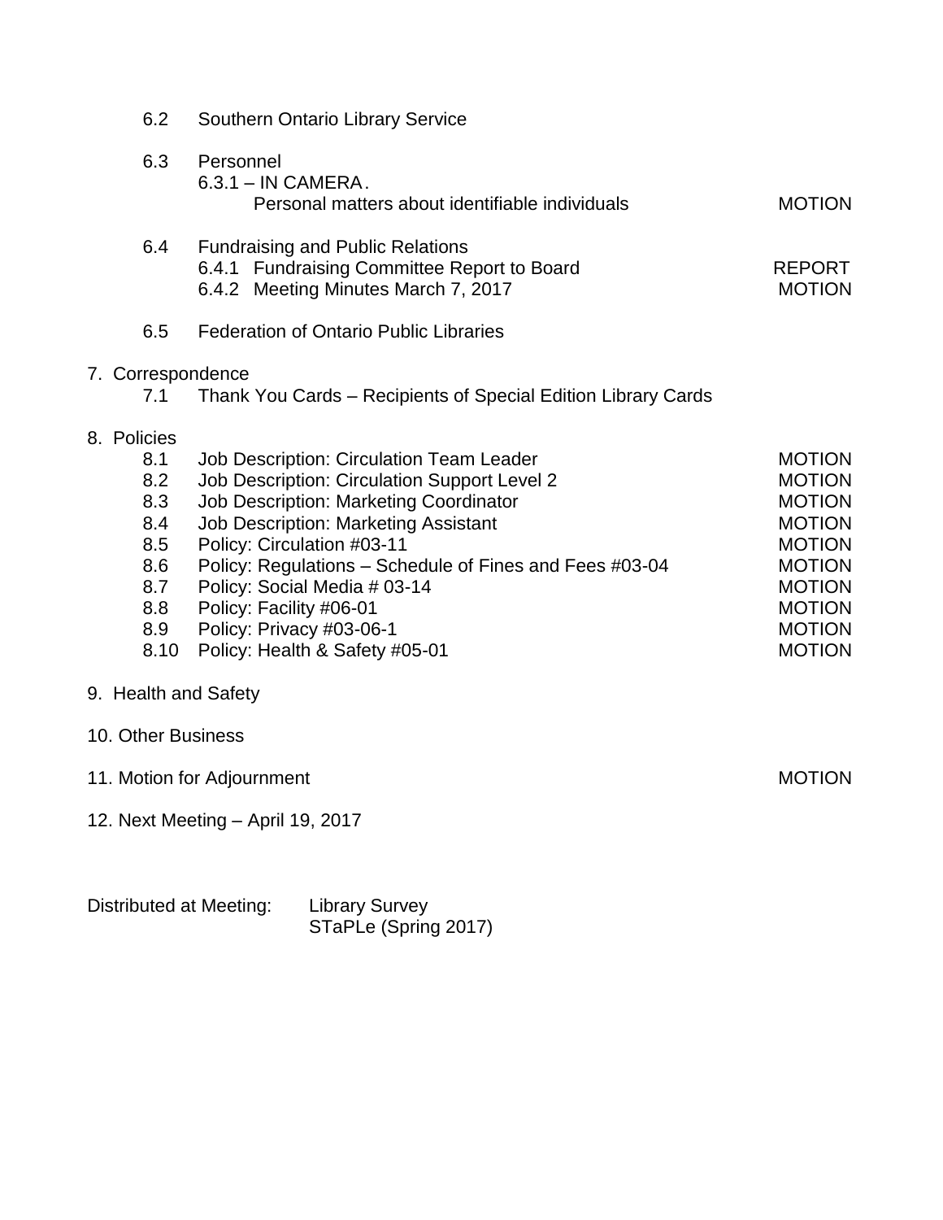6.2 Southern Ontario Library Service

6.3 Personnel
6.3.1 – IN CAMERA.
Personal matters about identifiable individuals — MOTION

6.4 Fundraising and Public Relations
6.4.1 Fundraising Committee Report to Board — REPORT
6.4.2 Meeting Minutes March 7, 2017 — MOTION

6.5 Federation of Ontario Public Libraries

7. Correspondence
   7.1 Thank You Cards – Recipients of Special Edition Library Cards

8. Policies

| | | |
|---|---|---|
| 8.1 | Job Description: Circulation Team Leader | MOTION |
| 8.2 | Job Description: Circulation Support Level 2 | MOTION |
| 8.3 | Job Description: Marketing Coordinator | MOTION |
| 8.4 | Job Description: Marketing Assistant | MOTION |
| 8.5 | Policy: Circulation #03-11 | MOTION |
| 8.6 | Policy: Regulations – Schedule of Fines and Fees #03-04 | MOTION |
| 8.7 | Policy: Social Media # 03-14 | MOTION |
| 8.8 | Policy: Facility #06-01 | MOTION |
| 8.9 | Policy: Privacy #03-06-1 | MOTION |
| 8.10 | Policy: Health & Safety #05-01 | MOTION |

9. Health and Safety

10. Other Business

11. Motion for Adjournment — MOTION

12. Next Meeting – April 19, 2017

Distributed at Meeting: Library Survey
STaPLe (Spring 2017)